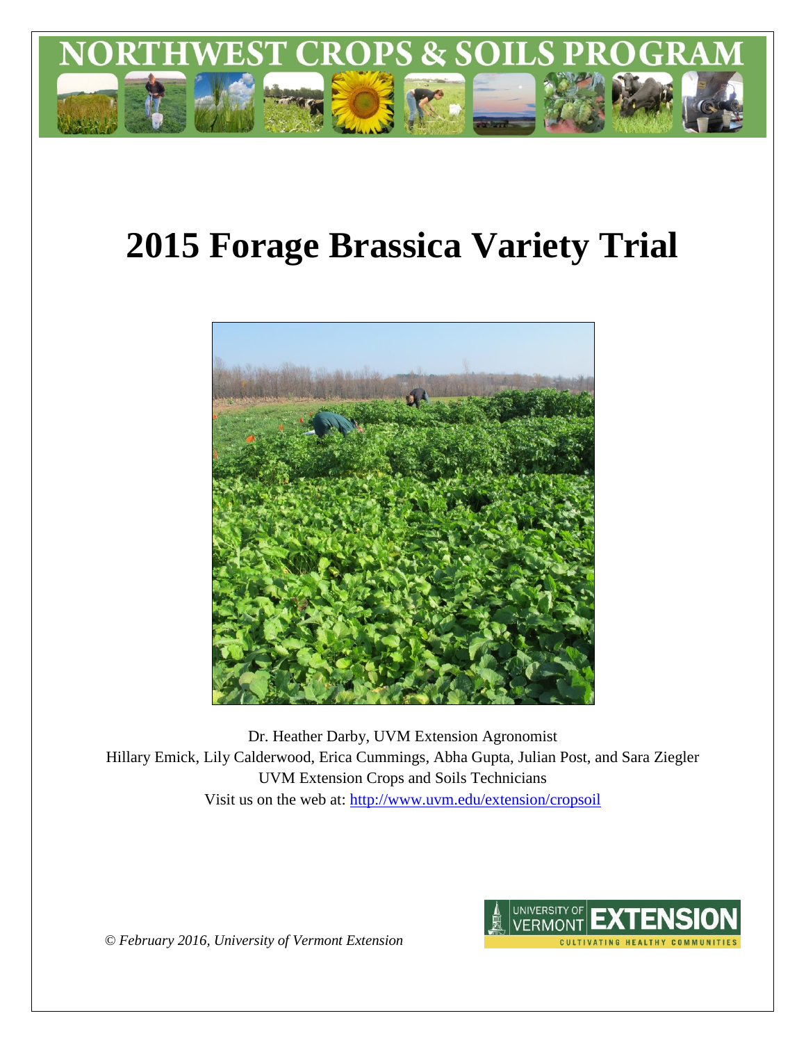# NORTHWEST CROPS & SOILS PROGRAM

# 2015 Forage Brassica Variety Trial

Dr. Heather Darby, UVM Extension Agronomist

Hillary Emick, Lily Calderwood, Erica Cummings, Abha Gupta, Julian Post, and Sara Ziegler

UVM Extension Crops and Soils Technicians

Visit us on the web at: http://www.uvm.edu/extension/cropsoil

*© February 2016, University of Vermont Extension*

UNIVERSITY OF VERMONT EXTENSION
CULTIVATING HEALTHY COMMUNITIES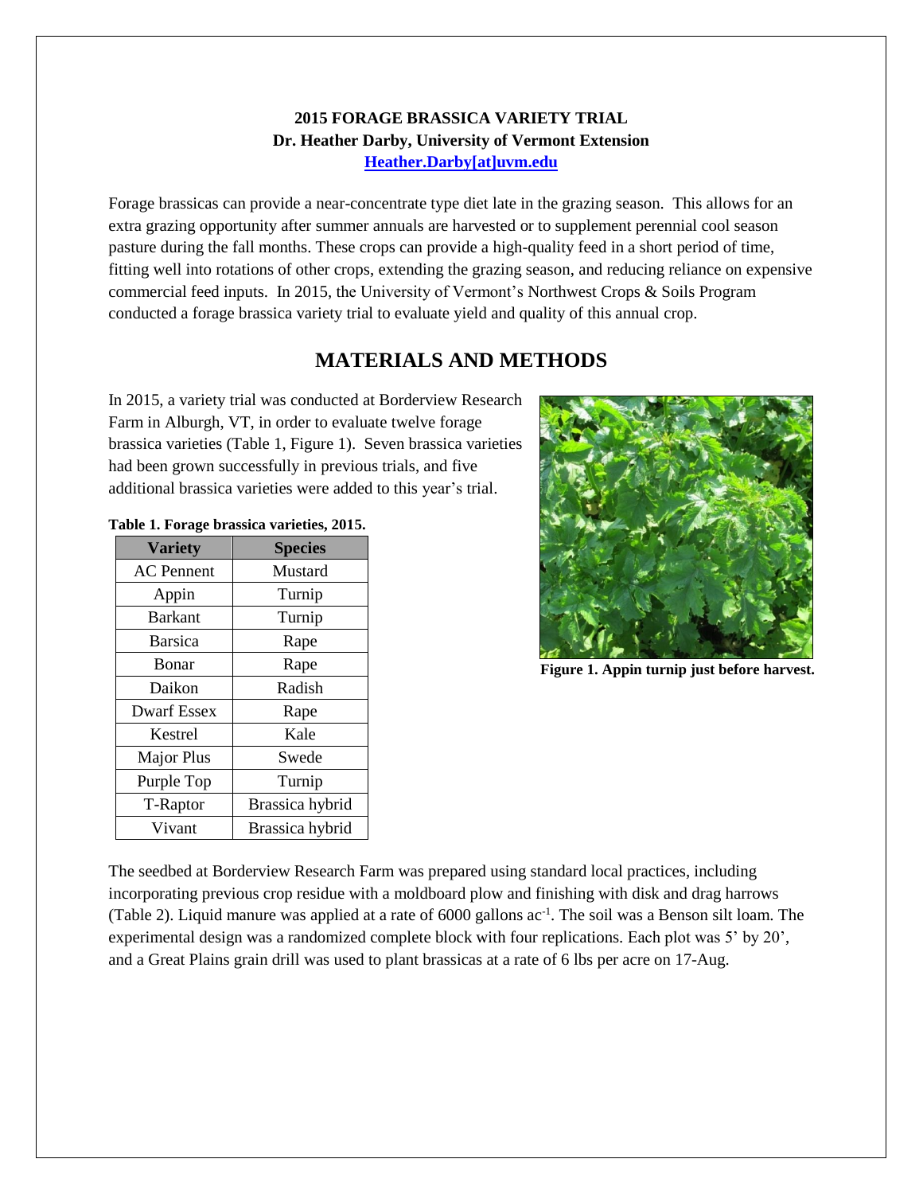**2015 FORAGE BRASSICA VARIETY TRIAL**
**Dr. Heather Darby, University of Vermont Extension**
**Heather.Darby[at]uvm.edu**

Forage brassicas can provide a near-concentrate type diet late in the grazing season. This allows for an extra grazing opportunity after summer annuals are harvested or to supplement perennial cool season pasture during the fall months. These crops can provide a high-quality feed in a short period of time, fitting well into rotations of other crops, extending the grazing season, and reducing reliance on expensive commercial feed inputs. In 2015, the University of Vermont's Northwest Crops & Soils Program conducted a forage brassica variety trial to evaluate yield and quality of this annual crop.

## MATERIALS AND METHODS

In 2015, a variety trial was conducted at Borderview Research Farm in Alburgh, VT, in order to evaluate twelve forage brassica varieties (Table 1, Figure 1). Seven brassica varieties had been grown successfully in previous trials, and five additional brassica varieties were added to this year's trial.

**Table 1. Forage brassica varieties, 2015.**

| Variety | Species |
|---|---|
| AC Pennent | Mustard |
| Appin | Turnip |
| Barkant | Turnip |
| Barsica | Rape |
| Bonar | Rape |
| Daikon | Radish |
| Dwarf Essex | Rape |
| Kestrel | Kale |
| Major Plus | Swede |
| Purple Top | Turnip |
| T-Raptor | Brassica hybrid |
| Vivant | Brassica hybrid |

**Figure 1. Appin turnip just before harvest.**

The seedbed at Borderview Research Farm was prepared using standard local practices, including incorporating previous crop residue with a moldboard plow and finishing with disk and drag harrows (Table 2). Liquid manure was applied at a rate of 6000 gallons $ac^{-1}$. The soil was a Benson silt loam. The experimental design was a randomized complete block with four replications. Each plot was 5' by 20', and a Great Plains grain drill was used to plant brassicas at a rate of 6 lbs per acre on 17-Aug.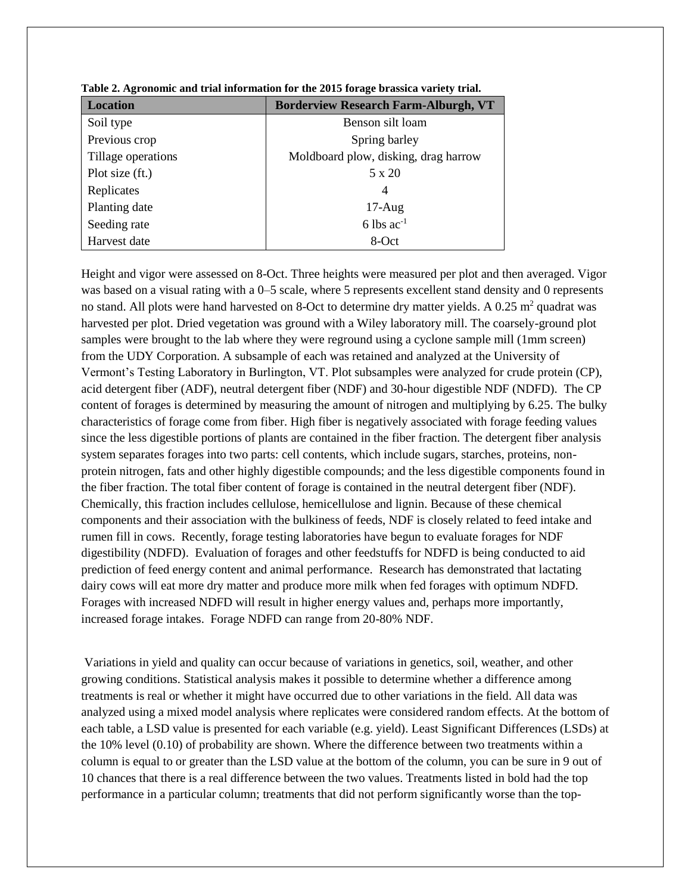**Table 2. Agronomic and trial information for the 2015 forage brassica variety trial.**

| Location | Borderview Research Farm-Alburgh, VT |
|---|---|
| Soil type | Benson silt loam |
| Previous crop | Spring barley |
| Tillage operations | Moldboard plow, disking, drag harrow |
| Plot size (ft.) | 5 x 20 |
| Replicates | 4 |
| Planting date | 17-Aug |
| Seeding rate | 6 lbs $ac^{-1}$ |
| Harvest date | 8-Oct |

Height and vigor were assessed on 8-Oct. Three heights were measured per plot and then averaged. Vigor was based on a visual rating with a 0–5 scale, where 5 represents excellent stand density and 0 represents no stand. All plots were hand harvested on 8-Oct to determine dry matter yields. A 0.25 $m^2$ quadrat was harvested per plot. Dried vegetation was ground with a Wiley laboratory mill. The coarsely-ground plot samples were brought to the lab where they were reground using a cyclone sample mill (1mm screen) from the UDY Corporation. A subsample of each was retained and analyzed at the University of Vermont's Testing Laboratory in Burlington, VT. Plot subsamples were analyzed for crude protein (CP), acid detergent fiber (ADF), neutral detergent fiber (NDF) and 30-hour digestible NDF (NDFD). The CP content of forages is determined by measuring the amount of nitrogen and multiplying by 6.25. The bulky characteristics of forage come from fiber. High fiber is negatively associated with forage feeding values since the less digestible portions of plants are contained in the fiber fraction. The detergent fiber analysis system separates forages into two parts: cell contents, which include sugars, starches, proteins, non-protein nitrogen, fats and other highly digestible compounds; and the less digestible components found in the fiber fraction. The total fiber content of forage is contained in the neutral detergent fiber (NDF). Chemically, this fraction includes cellulose, hemicellulose and lignin. Because of these chemical components and their association with the bulkiness of feeds, NDF is closely related to feed intake and rumen fill in cows. Recently, forage testing laboratories have begun to evaluate forages for NDF digestibility (NDFD). Evaluation of forages and other feedstuffs for NDFD is being conducted to aid prediction of feed energy content and animal performance. Research has demonstrated that lactating dairy cows will eat more dry matter and produce more milk when fed forages with optimum NDFD. Forages with increased NDFD will result in higher energy values and, perhaps more importantly, increased forage intakes. Forage NDFD can range from 20-80% NDF.

Variations in yield and quality can occur because of variations in genetics, soil, weather, and other growing conditions. Statistical analysis makes it possible to determine whether a difference among treatments is real or whether it might have occurred due to other variations in the field. All data was analyzed using a mixed model analysis where replicates were considered random effects. At the bottom of each table, a LSD value is presented for each variable (e.g. yield). Least Significant Differences (LSDs) at the 10% level (0.10) of probability are shown. Where the difference between two treatments within a column is equal to or greater than the LSD value at the bottom of the column, you can be sure in 9 out of 10 chances that there is a real difference between the two values. Treatments listed in bold had the top performance in a particular column; treatments that did not perform significantly worse than the top-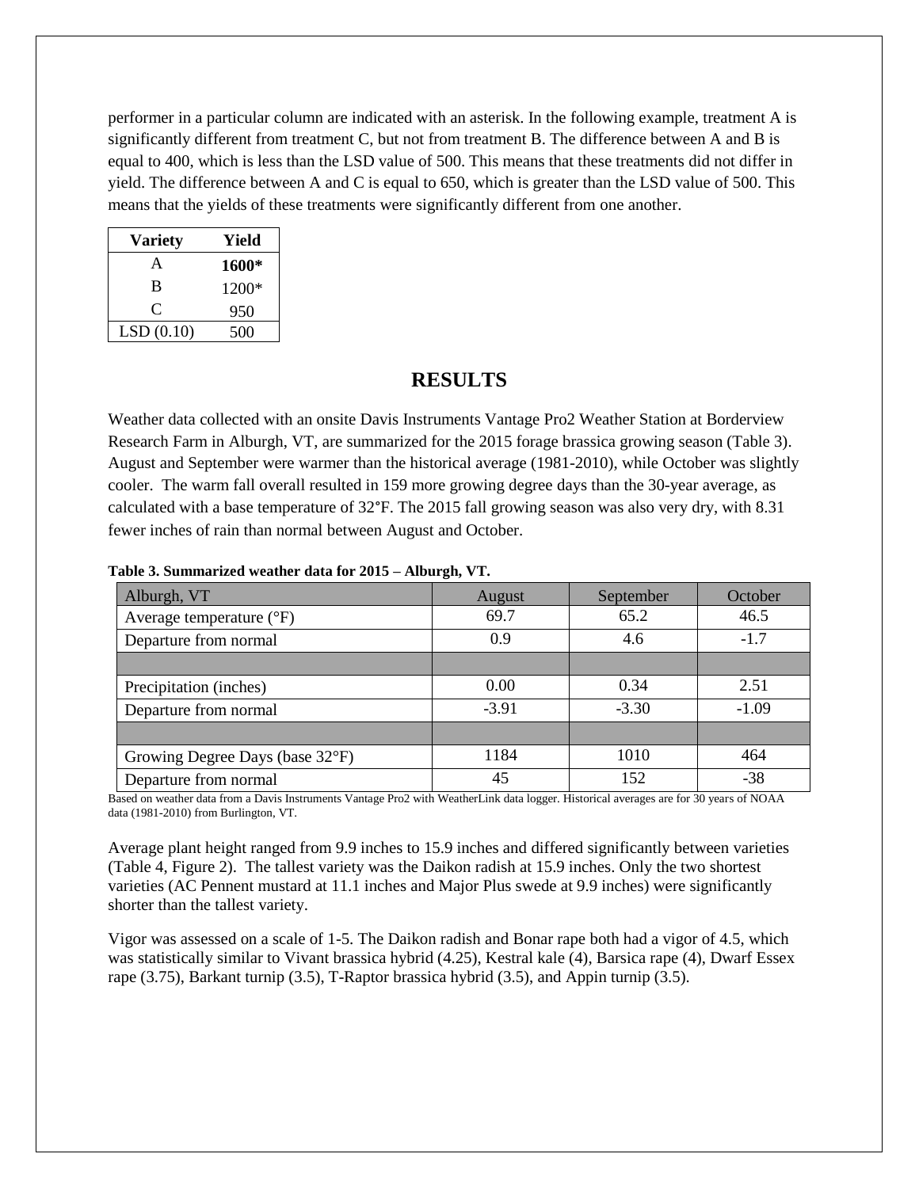performer in a particular column are indicated with an asterisk. In the following example, treatment A is significantly different from treatment C, but not from treatment B. The difference between A and B is equal to 400, which is less than the LSD value of 500. This means that these treatments did not differ in yield. The difference between A and C is equal to 650, which is greater than the LSD value of 500. This means that the yields of these treatments were significantly different from one another.

| Variety | Yield |
|---|---|
| A | **1600*** |
| B | 1200* |
| C | 950 |
| LSD (0.10) | 500 |

## RESULTS

Weather data collected with an onsite Davis Instruments Vantage Pro2 Weather Station at Borderview Research Farm in Alburgh, VT, are summarized for the 2015 forage brassica growing season (Table 3). August and September were warmer than the historical average (1981-2010), while October was slightly cooler. The warm fall overall resulted in 159 more growing degree days than the 30-year average, as calculated with a base temperature of 32°F. The 2015 fall growing season was also very dry, with 8.31 fewer inches of rain than normal between August and October.

**Table 3. Summarized weather data for 2015 – Alburgh, VT.**

| Alburgh, VT | August | September | October |
|---|---|---|---|
| Average temperature (°F) | 69.7 | 65.2 | 46.5 |
| Departure from normal | 0.9 | 4.6 | -1.7 |
| | | | |
| Precipitation (inches) | 0.00 | 0.34 | 2.51 |
| Departure from normal | -3.91 | -3.30 | -1.09 |
| | | | |
| Growing Degree Days (base 32°F) | 1184 | 1010 | 464 |
| Departure from normal | 45 | 152 | -38 |

Based on weather data from a Davis Instruments Vantage Pro2 with WeatherLink data logger. Historical averages are for 30 years of NOAA data (1981-2010) from Burlington, VT.

Average plant height ranged from 9.9 inches to 15.9 inches and differed significantly between varieties (Table 4, Figure 2). The tallest variety was the Daikon radish at 15.9 inches. Only the two shortest varieties (AC Pennent mustard at 11.1 inches and Major Plus swede at 9.9 inches) were significantly shorter than the tallest variety.

Vigor was assessed on a scale of 1-5. The Daikon radish and Bonar rape both had a vigor of 4.5, which was statistically similar to Vivant brassica hybrid (4.25), Kestral kale (4), Barsica rape (4), Dwarf Essex rape (3.75), Barkant turnip (3.5), T-Raptor brassica hybrid (3.5), and Appin turnip (3.5).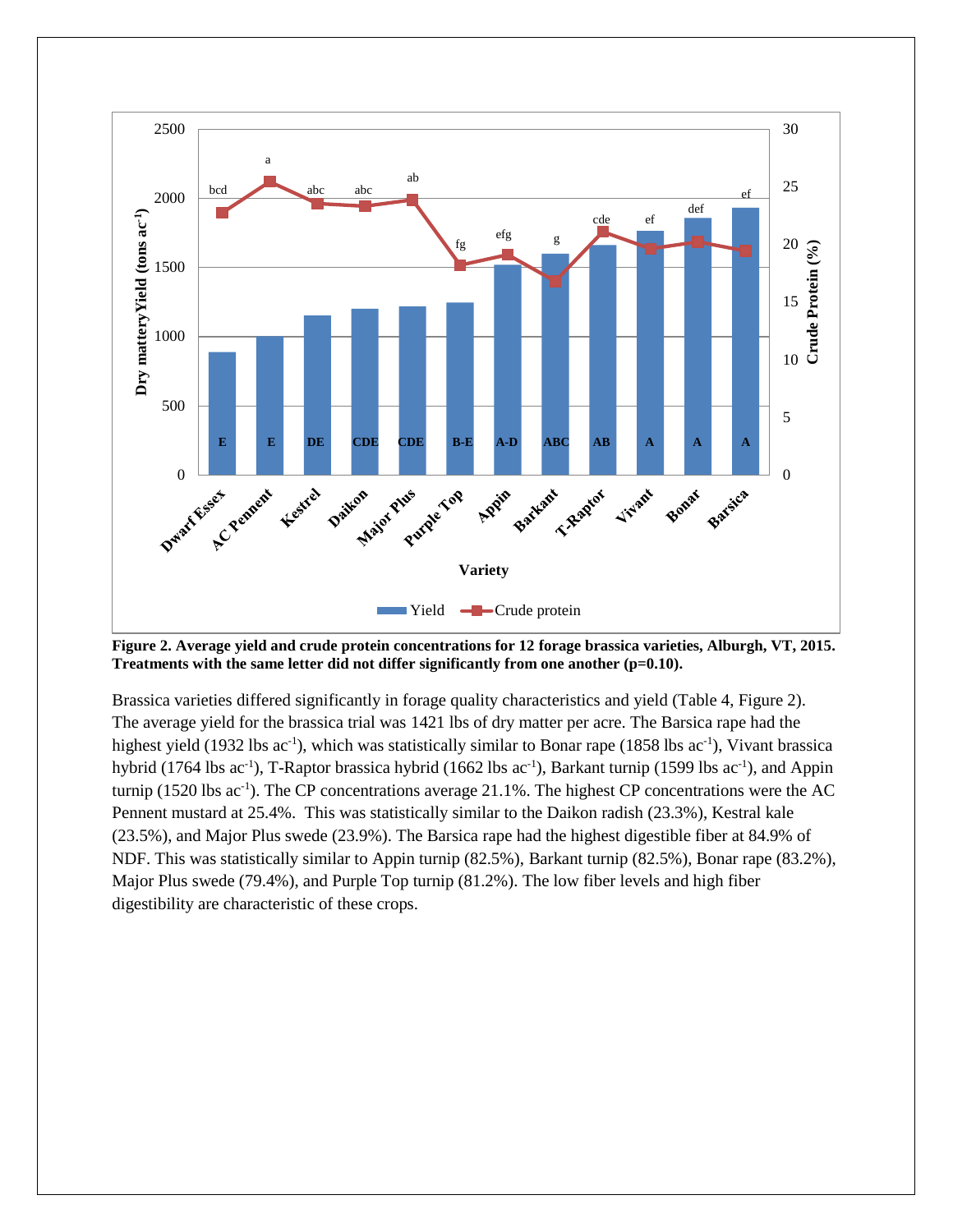**Figure 2. Average yield and crude protein concentrations for 12 forage brassica varieties, Alburgh, VT, 2015. Treatments with the same letter did not differ significantly from one another (p=0.10).**

Brassica varieties differed significantly in forage quality characteristics and yield (Table 4, Figure 2). The average yield for the brassica trial was 1421 lbs of dry matter per acre. The Barsica rape had the highest yield (1932 lbs $ac^{-1}$), which was statistically similar to Bonar rape (1858 lbs $ac^{-1}$), Vivant brassica hybrid (1764 lbs $ac^{-1}$), T-Raptor brassica hybrid (1662 lbs $ac^{-1}$), Barkant turnip (1599 lbs $ac^{-1}$), and Appin turnip (1520 lbs $ac^{-1}$). The CP concentrations average 21.1%. The highest CP concentrations were the AC Pennent mustard at 25.4%. This was statistically similar to the Daikon radish (23.3%), Kestral kale (23.5%), and Major Plus swede (23.9%). The Barsica rape had the highest digestible fiber at 84.9% of NDF. This was statistically similar to Appin turnip (82.5%), Barkant turnip (82.5%), Bonar rape (83.2%), Major Plus swede (79.4%), and Purple Top turnip (81.2%). The low fiber levels and high fiber digestibility are characteristic of these crops.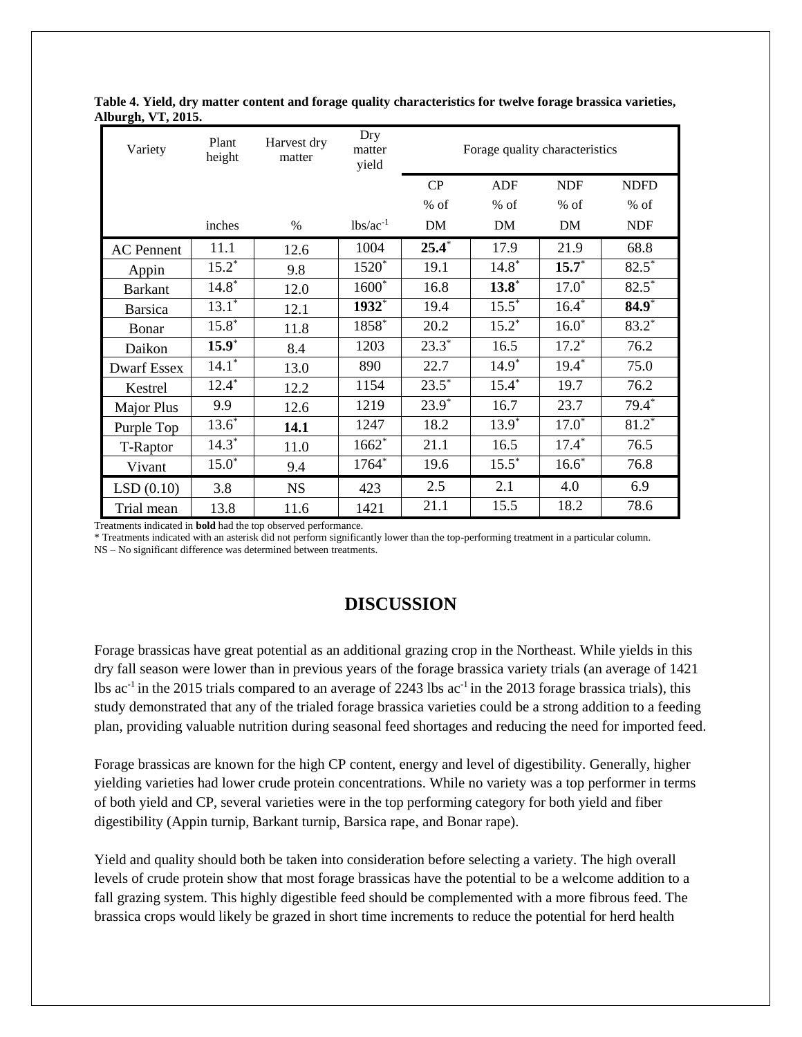**Table 4. Yield, dry matter content and forage quality characteristics for twelve forage brassica varieties, Alburgh, VT, 2015.**

| Variety | Plant height | Harvest dry matter | Dry matter yield | Forage quality characteristics | | | |
|---|---|---|---|---|---|---|---|
| | | | | CP | ADF | NDF | NDFD |
| | | | | % of | % of | % of | % of |
| | inches | % | $lbs/ac^{-1}$ | DM | DM | DM | NDF |
| AC Pennent | 11.1 | 12.6 | 1004 | **25.4***| 17.9 | 21.9 | 68.8 |
| Appin | 15.2* | 9.8 | 1520* | 19.1 | 14.8* | **15.7*** | 82.5* |
| Barkant | 14.8* | 12.0 | 1600* | 16.8 | **13.8*** | 17.0* | 82.5* |
| Barsica | 13.1* | 12.1 | **1932*** | 19.4 | 15.5* | 16.4* | **84.9*** |
| Bonar | 15.8* | 11.8 | 1858* | 20.2 | 15.2* | 16.0* | 83.2* |
| Daikon | **15.9*** | 8.4 | 1203 | 23.3* | 16.5 | 17.2* | 76.2 |
| Dwarf Essex | 14.1* | 13.0 | 890 | 22.7 | 14.9* | 19.4* | 75.0 |
| Kestrel | 12.4* | 12.2 | 1154 | 23.5* | 15.4* | 19.7 | 76.2 |
| Major Plus | 9.9 | 12.6 | 1219 | 23.9* | 16.7 | 23.7 | 79.4* |
| Purple Top | 13.6* | **14.1** | 1247 | 18.2 | 13.9* | 17.0* | 81.2* |
| T-Raptor | 14.3* | 11.0 | 1662* | 21.1 | 16.5 | 17.4* | 76.5 |
| Vivant | 15.0* | 9.4 | 1764* | 19.6 | 15.5* | 16.6* | 76.8 |
| LSD (0.10) | 3.8 | NS | 423 | 2.5 | 2.1 | 4.0 | 6.9 |
| Trial mean | 13.8 | 11.6 | 1421 | 21.1 | 15.5 | 18.2 | 78.6 |

Treatments indicated in **bold** had the top observed performance.
* Treatments indicated with an asterisk did not perform significantly lower than the top-performing treatment in a particular column.
NS – No significant difference was determined between treatments.

## DISCUSSION

Forage brassicas have great potential as an additional grazing crop in the Northeast. While yields in this dry fall season were lower than in previous years of the forage brassica variety trials (an average of 1421 lbs $ac^{-1}$ in the 2015 trials compared to an average of 2243 lbs $ac^{-1}$ in the 2013 forage brassica trials), this study demonstrated that any of the trialed forage brassica varieties could be a strong addition to a feeding plan, providing valuable nutrition during seasonal feed shortages and reducing the need for imported feed.

Forage brassicas are known for the high CP content, energy and level of digestibility. Generally, higher yielding varieties had lower crude protein concentrations. While no variety was a top performer in terms of both yield and CP, several varieties were in the top performing category for both yield and fiber digestibility (Appin turnip, Barkant turnip, Barsica rape, and Bonar rape).

Yield and quality should both be taken into consideration before selecting a variety. The high overall levels of crude protein show that most forage brassicas have the potential to be a welcome addition to a fall grazing system. This highly digestible feed should be complemented with a more fibrous feed. The brassica crops would likely be grazed in short time increments to reduce the potential for herd health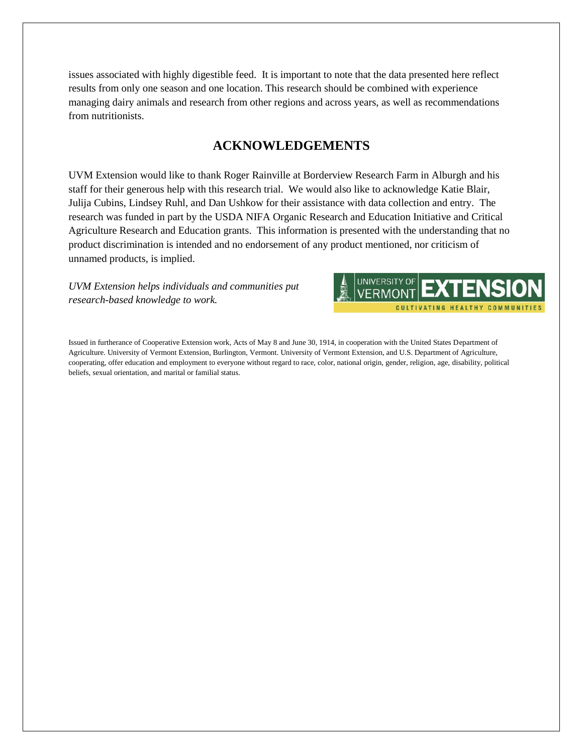issues associated with highly digestible feed. It is important to note that the data presented here reflect results from only one season and one location. This research should be combined with experience managing dairy animals and research from other regions and across years, as well as recommendations from nutritionists.

## ACKNOWLEDGEMENTS

UVM Extension would like to thank Roger Rainville at Borderview Research Farm in Alburgh and his staff for their generous help with this research trial. We would also like to acknowledge Katie Blair, Julija Cubins, Lindsey Ruhl, and Dan Ushkow for their assistance with data collection and entry. The research was funded in part by the USDA NIFA Organic Research and Education Initiative and Critical Agriculture Research and Education grants. This information is presented with the understanding that no product discrimination is intended and no endorsement of any product mentioned, nor criticism of unnamed products, is implied.

*UVM Extension helps individuals and communities put research-based knowledge to work.*

UNIVERSITY OF VERMONT EXTENSION
CULTIVATING HEALTHY COMMUNITIES

Issued in furtherance of Cooperative Extension work, Acts of May 8 and June 30, 1914, in cooperation with the United States Department of Agriculture. University of Vermont Extension, Burlington, Vermont. University of Vermont Extension, and U.S. Department of Agriculture, cooperating, offer education and employment to everyone without regard to race, color, national origin, gender, religion, age, disability, political beliefs, sexual orientation, and marital or familial status.